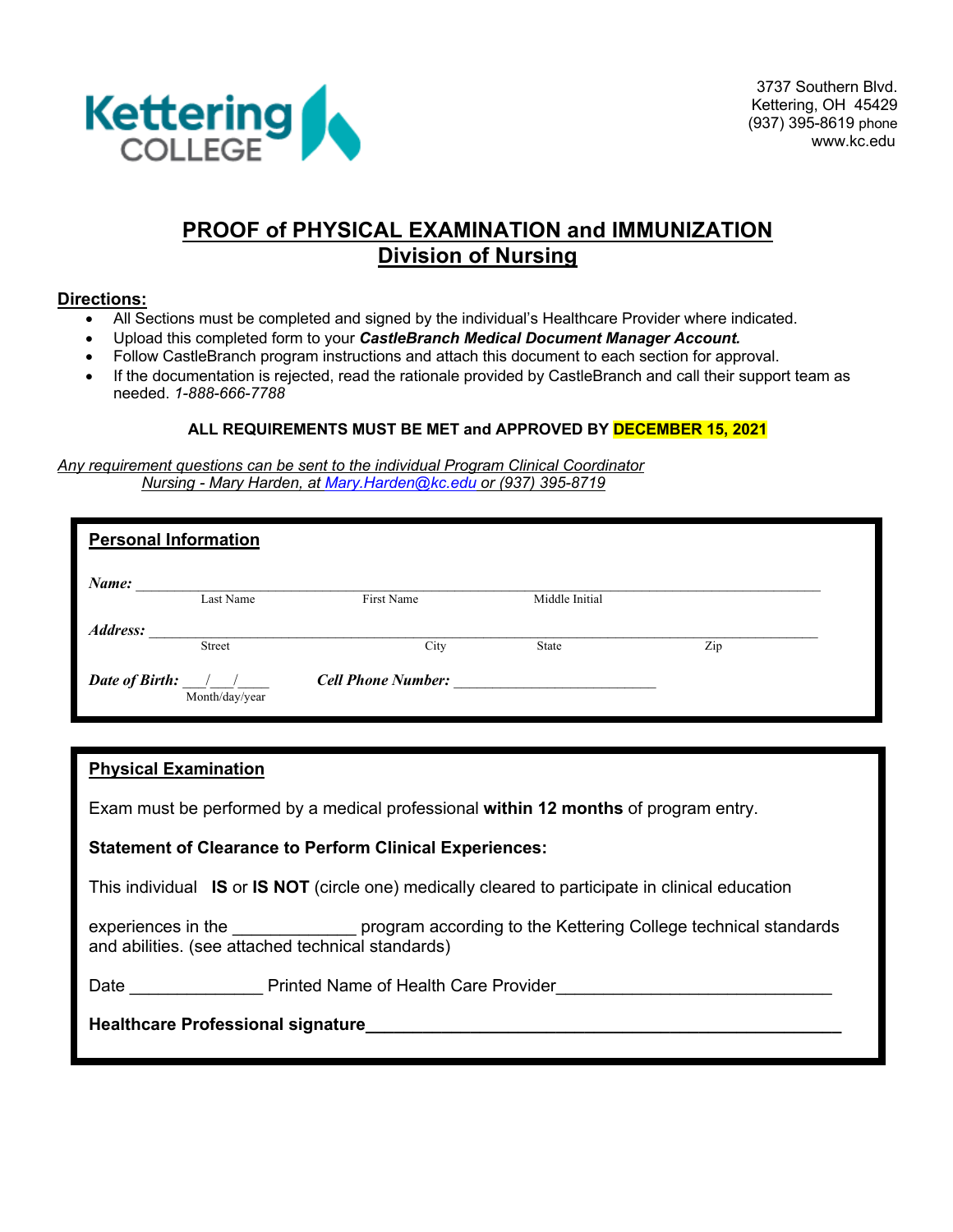Kettering COLLEGE

3737 Southern Blvd.
Kettering, OH 45429
(937) 395-8619 phone
www.kc.edu

# PROOF of PHYSICAL EXAMINATION and IMMUNIZATION
## Division of Nursing

**Directions:**

- All Sections must be completed and signed by the individual's Healthcare Provider where indicated.
- Upload this completed form to your ***CastleBranch Medical Document Manager Account.***
- Follow CastleBranch program instructions and attach this document to each section for approval.
- If the documentation is rejected, read the rationale provided by CastleBranch and call their support team as needed. *1-888-666-7788*

**ALL REQUIREMENTS MUST BE MET and APPROVED BY DECEMBER 15, 2021**

*Any requirement questions can be sent to the individual Program Clinical Coordinator*
*Nursing - Mary Harden, at Mary.Harden@kc.edu or (937) 395-8719*

---

**Personal Information**

***Name:*** ______________________________________________
Last Name First Name Middle Initial

***Address:*** ______________________________________________
Street City State Zip

***Date of Birth:*** ___/___/____ ***Cell Phone Number:*** ________________________
Month/day/year

---

**Physical Examination**

Exam must be performed by a medical professional **within 12 months** of program entry.

**Statement of Clearance to Perform Clinical Experiences:**

This individual **IS** or **IS NOT** (circle one) medically cleared to participate in clinical education

experiences in the ____________ program according to the Kettering College technical standards and abilities. (see attached technical standards)

Date _____________ Printed Name of Health Care Provider___________________________

**Healthcare Professional signature**__________________________________________________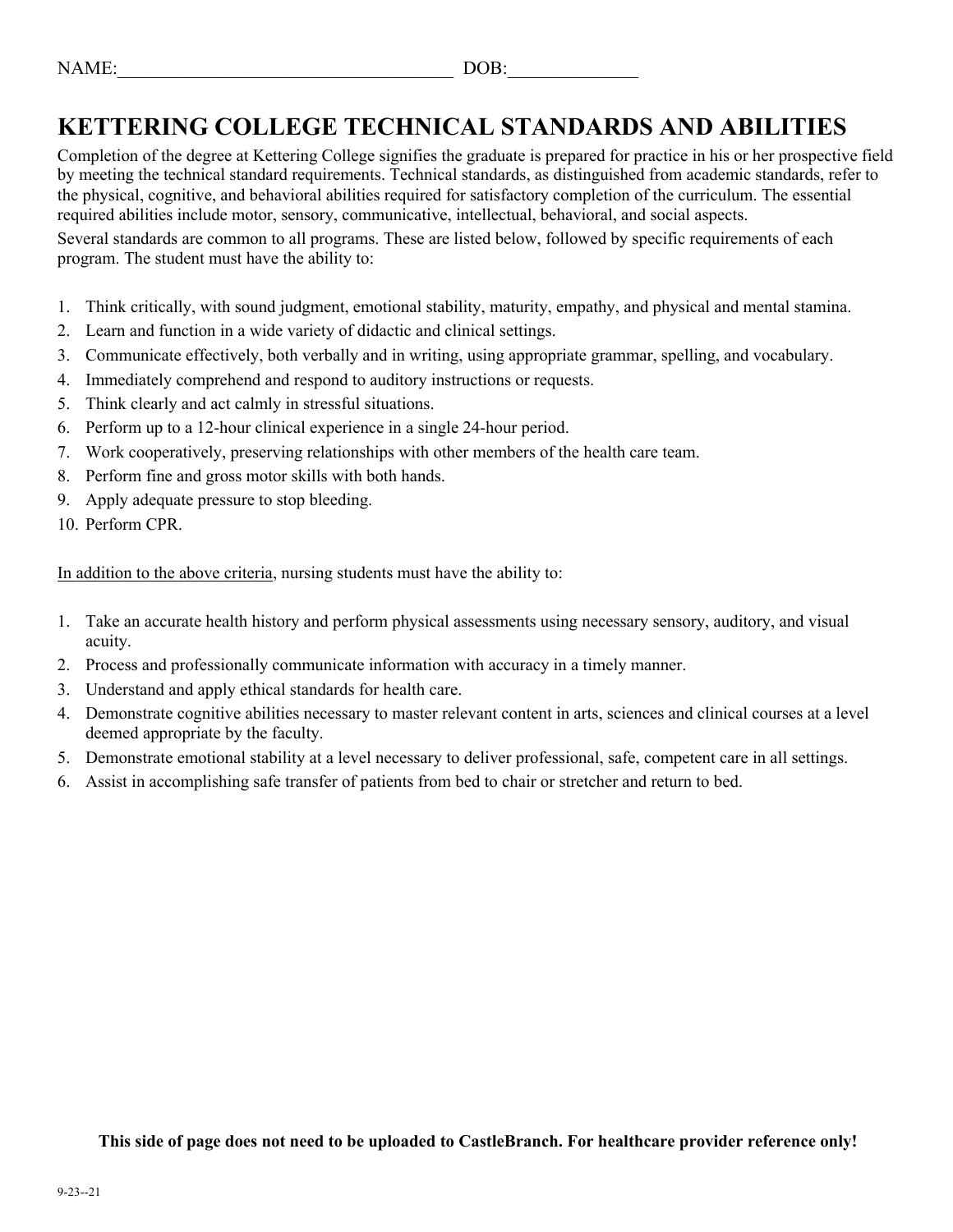NAME:___________________________________ DOB:_____________

# KETTERING COLLEGE TECHNICAL STANDARDS AND ABILITIES

Completion of the degree at Kettering College signifies the graduate is prepared for practice in his or her prospective field by meeting the technical standard requirements. Technical standards, as distinguished from academic standards, refer to the physical, cognitive, and behavioral abilities required for satisfactory completion of the curriculum. The essential required abilities include motor, sensory, communicative, intellectual, behavioral, and social aspects.

Several standards are common to all programs. These are listed below, followed by specific requirements of each program. The student must have the ability to:

1. Think critically, with sound judgment, emotional stability, maturity, empathy, and physical and mental stamina.
2. Learn and function in a wide variety of didactic and clinical settings.
3. Communicate effectively, both verbally and in writing, using appropriate grammar, spelling, and vocabulary.
4. Immediately comprehend and respond to auditory instructions or requests.
5. Think clearly and act calmly in stressful situations.
6. Perform up to a 12-hour clinical experience in a single 24-hour period.
7. Work cooperatively, preserving relationships with other members of the health care team.
8. Perform fine and gross motor skills with both hands.
9. Apply adequate pressure to stop bleeding.
10. Perform CPR.

<u>In addition to the above criteria</u>, nursing students must have the ability to:

1. Take an accurate health history and perform physical assessments using necessary sensory, auditory, and visual acuity.
2. Process and professionally communicate information with accuracy in a timely manner.
3. Understand and apply ethical standards for health care.
4. Demonstrate cognitive abilities necessary to master relevant content in arts, sciences and clinical courses at a level deemed appropriate by the faculty.
5. Demonstrate emotional stability at a level necessary to deliver professional, safe, competent care in all settings.
6. Assist in accomplishing safe transfer of patients from bed to chair or stretcher and return to bed.

**This side of page does not need to be uploaded to CastleBranch. For healthcare provider reference only!**

9-23--21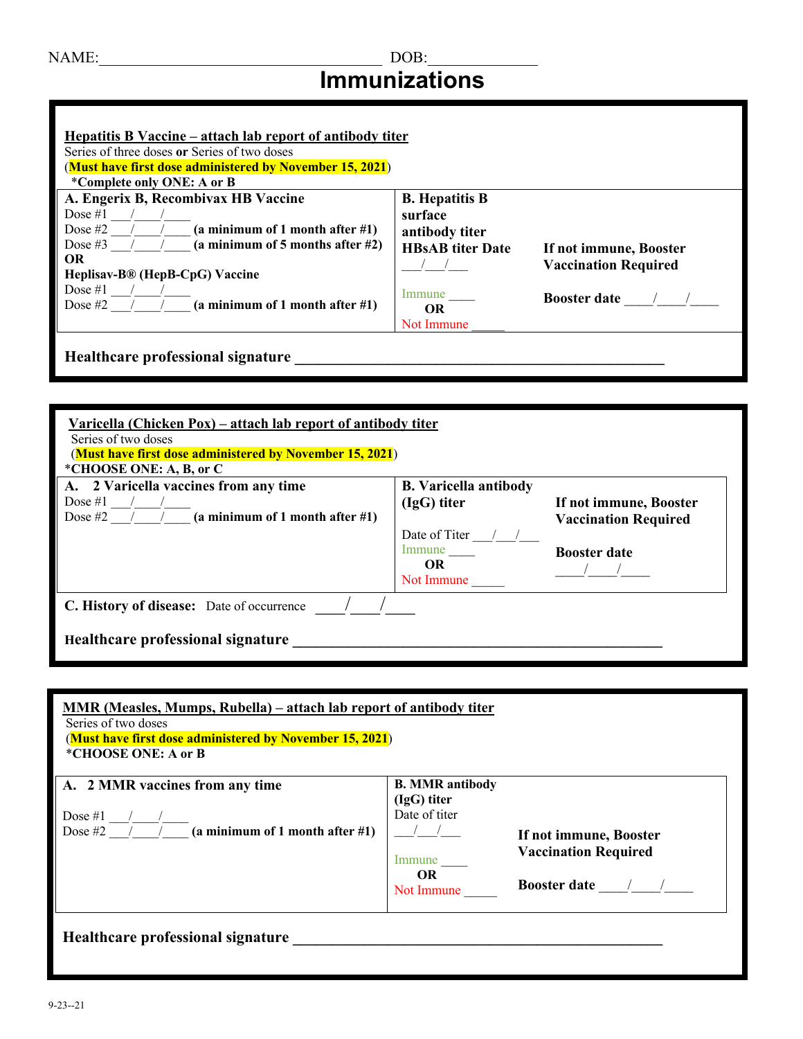NAME:_________________________________ DOB:_____________

# Immunizations

**Hepatitis B Vaccine – attach lab report of antibody titer**

Series of three doses **or** Series of two doses

(**Must have first dose administered by November 15, 2021**)

*Complete only ONE: A or B

| **A. Engerix B, Recombivax HB Vaccine** | **B. Hepatitis B surface antibody titer** | |
|---|---|---|
| Dose #1 ___/____/____ | **HBsAB titer Date** ___/___/___ | **If not immune, Booster Vaccination Required** |
| Dose #2 ___/____/____ **(a minimum of 1 month after #1)** | Immune ____ | |
| Dose #3 ___/____/____ **(a minimum of 5 months after #2)** | **OR** | **Booster date** ____/____/____ |
| **OR** | Not Immune _____ | |
| **Heplisav-B® (HepB-CpG) Vaccine** | | |
| Dose #1 ___/____/____ | | |
| Dose #2 ___/____/____ **(a minimum of 1 month after #1)** | | |

**Healthcare professional signature** _______________________________________________

**Varicella (Chicken Pox) – attach lab report of antibody titer**

Series of two doses

(**Must have first dose administered by November 15, 2021**)

***CHOOSE ONE: A, B, or C**

| **A. 2 Varicella vaccines from any time** | **B. Varicella antibody (IgG) titer** | |
|---|---|---|
| Dose #1 ___/____/____ | Date of Titer ___/___/___ | **If not immune, Booster Vaccination Required** |
| Dose #2 ___/____/____ **(a minimum of 1 month after #1)** | Immune ____ | |
| | **OR** | **Booster date** ____/____/____ |
| | Not Immune _____ | |

**C. History of disease:** Date of occurrence ____/____/____

**Healthcare professional signature** _______________________________________________

**MMR (Measles, Mumps, Rubella) – attach lab report of antibody titer**

Series of two doses

(**Must have first dose administered by November 15, 2021**)

***CHOOSE ONE: A or B**

| **A. 2 MMR vaccines from any time** | **B. MMR antibody (IgG) titer** | |
|---|---|---|
| Dose #1 ___/____/____ | Date of titer ___/___/___ | **If not immune, Booster Vaccination Required** |
| Dose #2 ___/____/____ **(a minimum of 1 month after #1)** | Immune ____ | |
| | **OR** | **Booster date** ____/____/____ |
| | Not Immune _____ | |

**Healthcare professional signature** _______________________________________________

9-23--21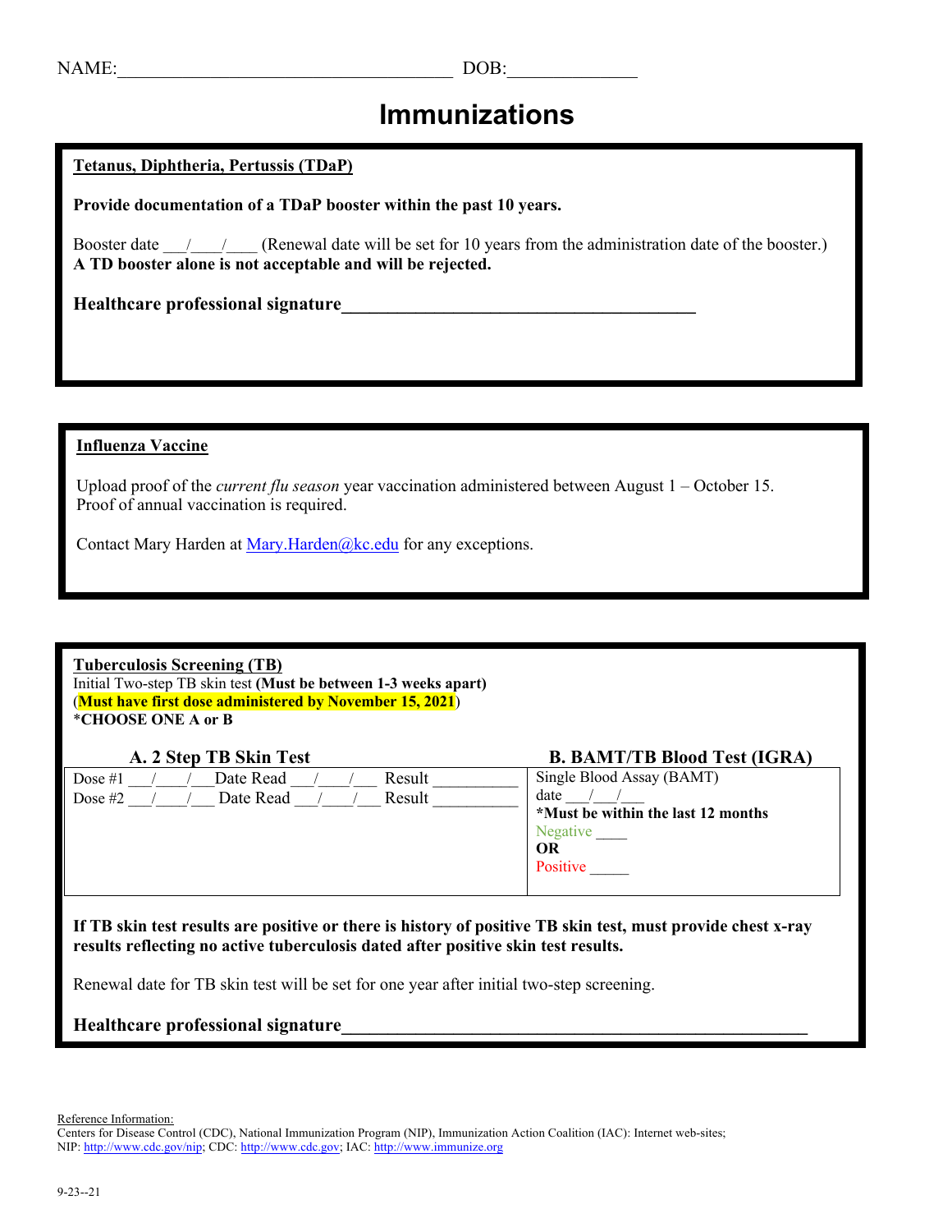NAME:_________________________________ DOB:_____________

# Immunizations

**Tetanus, Diphtheria, Pertussis (TDaP)**

**Provide documentation of a TDaP booster within the past 10 years.**

Booster date ___/___/___ (Renewal date will be set for 10 years from the administration date of the booster.)
**A TD booster alone is not acceptable and will be rejected.**

**Healthcare professional signature**_________________________________________

**Influenza Vaccine**

Upload proof of the *current flu season* year vaccination administered between August 1 – October 15.
Proof of annual vaccination is required.

Contact Mary Harden at Mary.Harden@kc.edu for any exceptions.

**Tuberculosis Screening (TB)**
Initial Two-step TB skin test **(Must be between 1-3 weeks apart)**
(**Must have first dose administered by November 15, 2021**)
***CHOOSE ONE A or B**

| A. 2 Step TB Skin Test | B. BAMT/TB Blood Test (IGRA) |
|---|---|
| Dose #1 ___/___/___Date Read ___/___/___ Result __________<br>Dose #2 ___/___/___ Date Read ___/___/___ Result __________ | Single Blood Assay (BAMT)<br>date ___/___/___<br>**\*Must be within the last 12 months**<br>Negative ____<br>**OR**<br>Positive _____ |

**If TB skin test results are positive or there is history of positive TB skin test, must provide chest x-ray results reflecting no active tuberculosis dated after positive skin test results.**

Renewal date for TB skin test will be set for one year after initial two-step screening.

**Healthcare professional signature**_________________________________________

Reference Information:
Centers for Disease Control (CDC), National Immunization Program (NIP), Immunization Action Coalition (IAC): Internet web-sites;
NIP: http://www.cdc.gov/nip; CDC: http://www.cdc.gov; IAC: http://www.immunize.org

9-23--21